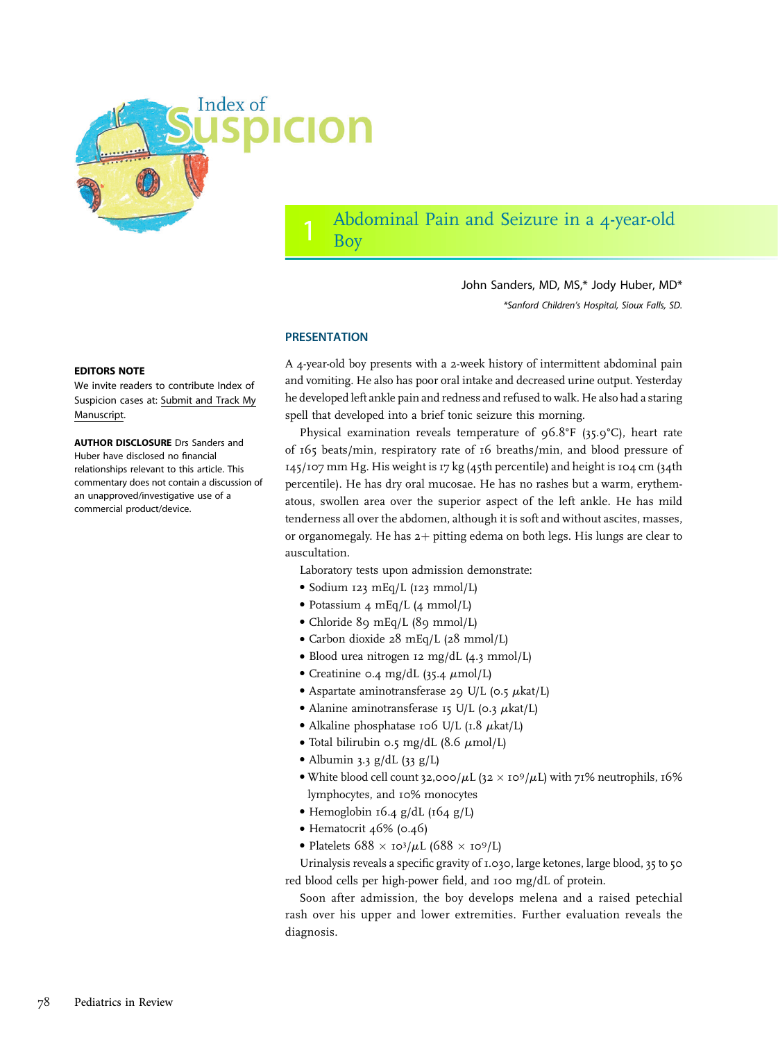# Index of Suspicion

## 1 Abdominal Pain and Seizure in a 4-year-old Boy

John Sanders, MD, MS,* Jody Huber, MD*

*Sanford Children's Hospital, Sioux Falls, SD.

**EDITORS NOTE**

We invite readers to contribute Index of Suspicion cases at: Submit and Track My Manuscript.

**AUTHOR DISCLOSURE** Drs Sanders and Huber have disclosed no financial relationships relevant to this article. This commentary does not contain a discussion of an unapproved/investigative use of a commercial product/device.

### PRESENTATION

A 4-year-old boy presents with a 2-week history of intermittent abdominal pain and vomiting. He also has poor oral intake and decreased urine output. Yesterday he developed left ankle pain and redness and refused to walk. He also had a staring spell that developed into a brief tonic seizure this morning.

Physical examination reveals temperature of 96.8°F (35.9°C), heart rate of 165 beats/min, respiratory rate of 16 breaths/min, and blood pressure of 145/107 mm Hg. His weight is 17 kg (45th percentile) and height is 104 cm (34th percentile). He has dry oral mucosae. He has no rashes but a warm, erythematous, swollen area over the superior aspect of the left ankle. He has mild tenderness all over the abdomen, although it is soft and without ascites, masses, or organomegaly. He has 2+ pitting edema on both legs. His lungs are clear to auscultation.

Laboratory tests upon admission demonstrate:

- Sodium 123 mEq/L (123 mmol/L)
- Potassium 4 mEq/L (4 mmol/L)
- Chloride 89 mEq/L (89 mmol/L)
- Carbon dioxide 28 mEq/L (28 mmol/L)
- Blood urea nitrogen 12 mg/dL (4.3 mmol/L)
- Creatinine 0.4 mg/dL (35.4 $\mu$mol/L)
- Aspartate aminotransferase 29 U/L (0.5 $\mu$kat/L)
- Alanine aminotransferase 15 U/L (0.3 $\mu$kat/L)
- Alkaline phosphatase 106 U/L (1.8 $\mu$kat/L)
- Total bilirubin 0.5 mg/dL (8.6 $\mu$mol/L)
- Albumin 3.3 g/dL (33 g/L)
- White blood cell count 32,000/$\mu$L ($32 \times 10^9/\mu$L) with 71% neutrophils, 16% lymphocytes, and 10% monocytes
- Hemoglobin 16.4 g/dL (164 g/L)
- Hematocrit 46% (0.46)
- Platelets $688 \times 10^3/\mu$L ($688 \times 10^9$/L)

Urinalysis reveals a specific gravity of 1.030, large ketones, large blood, 35 to 50 red blood cells per high-power field, and 100 mg/dL of protein.

Soon after admission, the boy develops melena and a raised petechial rash over his upper and lower extremities. Further evaluation reveals the diagnosis.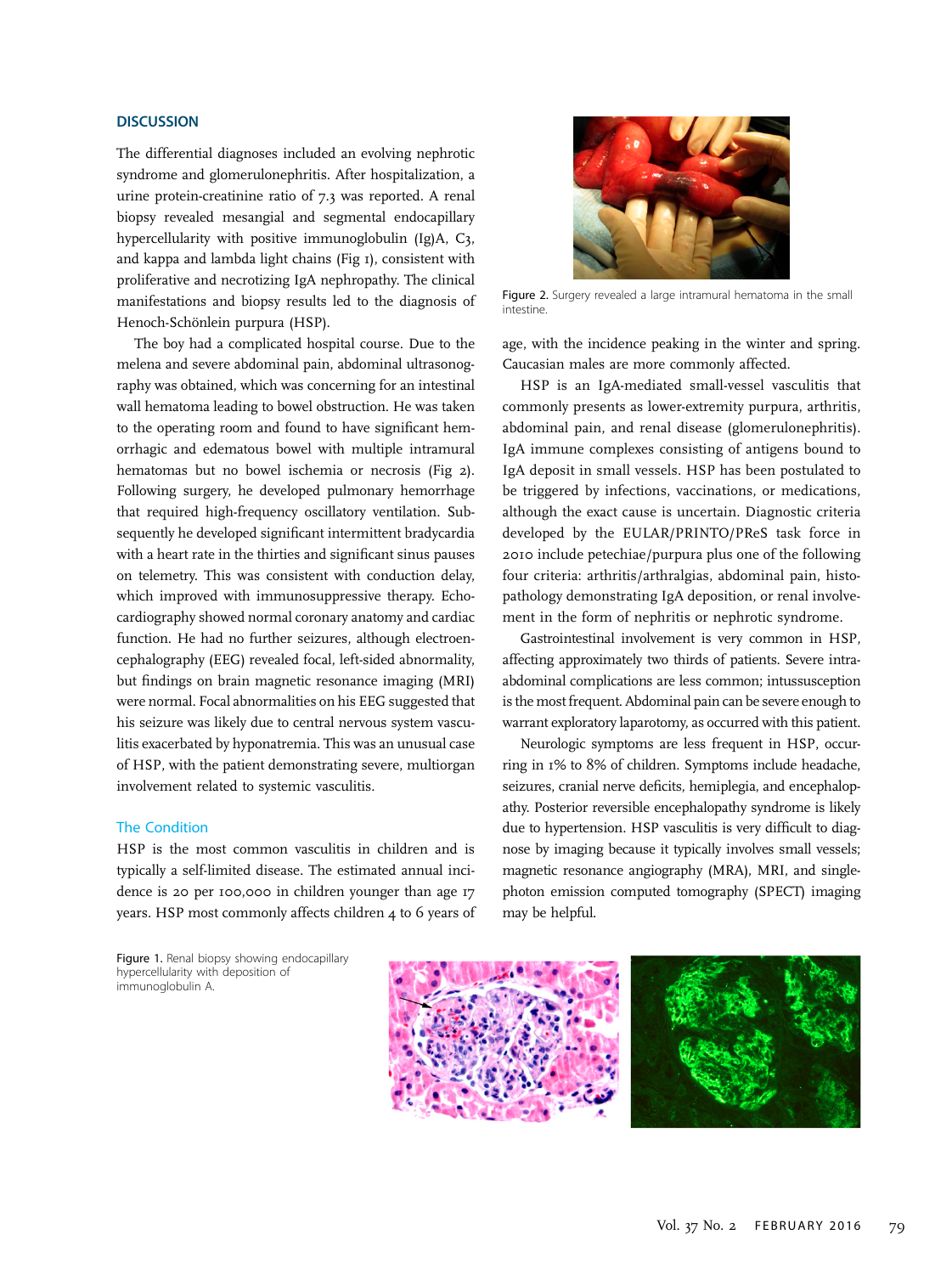## DISCUSSION

The differential diagnoses included an evolving nephrotic syndrome and glomerulonephritis. After hospitalization, a urine protein-creatinine ratio of 7.3 was reported. A renal biopsy revealed mesangial and segmental endocapillary hypercellularity with positive immunoglobulin (Ig)A, C3, and kappa and lambda light chains (Fig 1), consistent with proliferative and necrotizing IgA nephropathy. The clinical manifestations and biopsy results led to the diagnosis of Henoch-Schönlein purpura (HSP).

The boy had a complicated hospital course. Due to the melena and severe abdominal pain, abdominal ultrasonography was obtained, which was concerning for an intestinal wall hematoma leading to bowel obstruction. He was taken to the operating room and found to have significant hemorrhagic and edematous bowel with multiple intramural hematomas but no bowel ischemia or necrosis (Fig 2). Following surgery, he developed pulmonary hemorrhage that required high-frequency oscillatory ventilation. Subsequently he developed significant intermittent bradycardia with a heart rate in the thirties and significant sinus pauses on telemetry. This was consistent with conduction delay, which improved with immunosuppressive therapy. Echocardiography showed normal coronary anatomy and cardiac function. He had no further seizures, although electroencephalography (EEG) revealed focal, left-sided abnormality, but findings on brain magnetic resonance imaging (MRI) were normal. Focal abnormalities on his EEG suggested that his seizure was likely due to central nervous system vasculitis exacerbated by hyponatremia. This was an unusual case of HSP, with the patient demonstrating severe, multiorgan involvement related to systemic vasculitis.

Figure 2. Surgery revealed a large intramural hematoma in the small intestine.

### The Condition

HSP is the most common vasculitis in children and is typically a self-limited disease. The estimated annual incidence is 20 per 100,000 in children younger than age 17 years. HSP most commonly affects children 4 to 6 years of age, with the incidence peaking in the winter and spring. Caucasian males are more commonly affected.

HSP is an IgA-mediated small-vessel vasculitis that commonly presents as lower-extremity purpura, arthritis, abdominal pain, and renal disease (glomerulonephritis). IgA immune complexes consisting of antigens bound to IgA deposit in small vessels. HSP has been postulated to be triggered by infections, vaccinations, or medications, although the exact cause is uncertain. Diagnostic criteria developed by the EULAR/PRINTO/PReS task force in 2010 include petechiae/purpura plus one of the following four criteria: arthritis/arthralgias, abdominal pain, histopathology demonstrating IgA deposition, or renal involvement in the form of nephritis or nephrotic syndrome.

Gastrointestinal involvement is very common in HSP, affecting approximately two thirds of patients. Severe intra-abdominal complications are less common; intussusception is the most frequent. Abdominal pain can be severe enough to warrant exploratory laparotomy, as occurred with this patient.

Neurologic symptoms are less frequent in HSP, occurring in 1% to 8% of children. Symptoms include headache, seizures, cranial nerve deficits, hemiplegia, and encephalopathy. Posterior reversible encephalopathy syndrome is likely due to hypertension. HSP vasculitis is very difficult to diagnose by imaging because it typically involves small vessels; magnetic resonance angiography (MRA), MRI, and single-photon emission computed tomography (SPECT) imaging may be helpful.

Figure 1. Renal biopsy showing endocapillary hypercellularity with deposition of immunoglobulin A.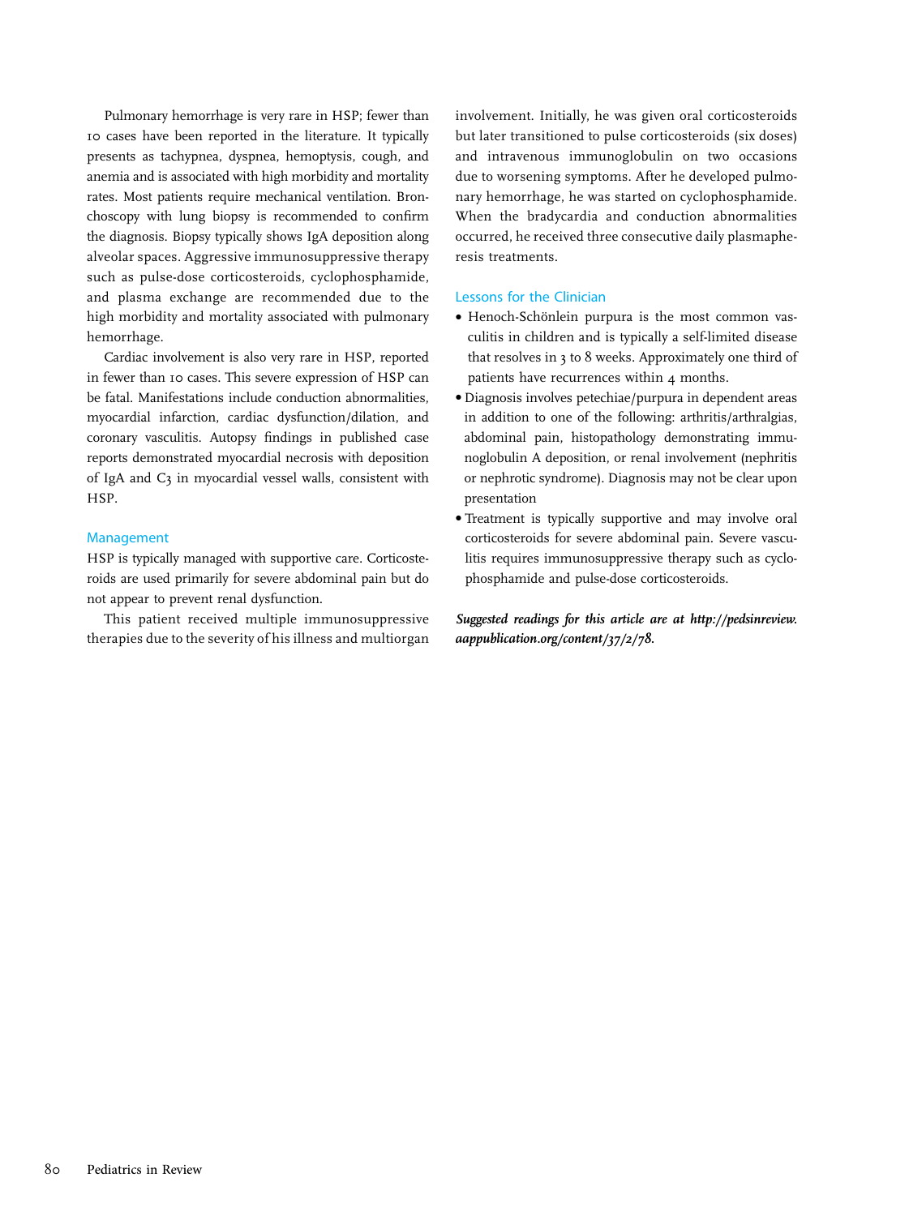Pulmonary hemorrhage is very rare in HSP; fewer than 10 cases have been reported in the literature. It typically presents as tachypnea, dyspnea, hemoptysis, cough, and anemia and is associated with high morbidity and mortality rates. Most patients require mechanical ventilation. Bronchoscopy with lung biopsy is recommended to confirm the diagnosis. Biopsy typically shows IgA deposition along alveolar spaces. Aggressive immunosuppressive therapy such as pulse-dose corticosteroids, cyclophosphamide, and plasma exchange are recommended due to the high morbidity and mortality associated with pulmonary hemorrhage.

Cardiac involvement is also very rare in HSP, reported in fewer than 10 cases. This severe expression of HSP can be fatal. Manifestations include conduction abnormalities, myocardial infarction, cardiac dysfunction/dilation, and coronary vasculitis. Autopsy findings in published case reports demonstrated myocardial necrosis with deposition of IgA and C3 in myocardial vessel walls, consistent with HSP.

## Management

HSP is typically managed with supportive care. Corticosteroids are used primarily for severe abdominal pain but do not appear to prevent renal dysfunction.

This patient received multiple immunosuppressive therapies due to the severity of his illness and multiorgan involvement. Initially, he was given oral corticosteroids but later transitioned to pulse corticosteroids (six doses) and intravenous immunoglobulin on two occasions due to worsening symptoms. After he developed pulmonary hemorrhage, he was started on cyclophosphamide. When the bradycardia and conduction abnormalities occurred, he received three consecutive daily plasmapheresis treatments.

## Lessons for the Clinician

- Henoch-Schönlein purpura is the most common vasculitis in children and is typically a self-limited disease that resolves in 3 to 8 weeks. Approximately one third of patients have recurrences within 4 months.
- Diagnosis involves petechiae/purpura in dependent areas in addition to one of the following: arthritis/arthralgias, abdominal pain, histopathology demonstrating immunoglobulin A deposition, or renal involvement (nephritis or nephrotic syndrome). Diagnosis may not be clear upon presentation
- Treatment is typically supportive and may involve oral corticosteroids for severe abdominal pain. Severe vasculitis requires immunosuppressive therapy such as cyclophosphamide and pulse-dose corticosteroids.

***Suggested readings for this article are at http://pedsinreview.aappublication.org/content/37/2/78.***